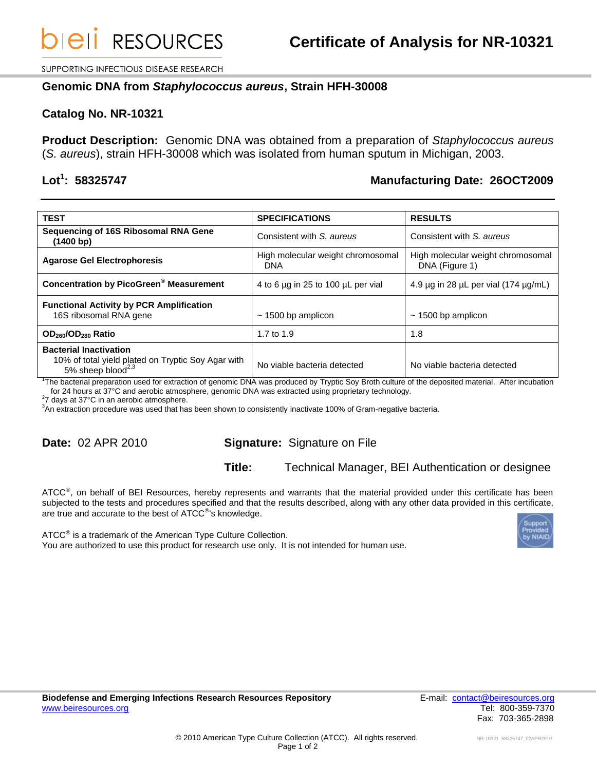# Certificate of Analysis for NR-10321

SUPPORTING INFECTIOUS DISEASE RESEARCH

## Genomic DNA from *Staphylococcus aureus*, Strain HFH-30008

### Catalog No. NR-10321

**Product Description:** Genomic DNA was obtained from a preparation of *Staphylococcus aureus* (*S. aureus*), strain HFH-30008 which was isolated from human sputum in Michigan, 2003.

**Lot[1]: 58325747** **Manufacturing Date: 26OCT2009**

| TEST | SPECIFICATIONS | RESULTS |
|---|---|---|
| **Sequencing of 16S Ribosomal RNA Gene (1400 bp)** | Consistent with *S. aureus* | Consistent with *S. aureus* |
| **Agarose Gel Electrophoresis** | High molecular weight chromosomal DNA | High molecular weight chromosomal DNA (Figure 1) |
| **Concentration by PicoGreen® Measurement** | 4 to 6 µg in 25 to 100 µL per vial | 4.9 µg in 28 µL per vial (174 µg/mL) |
| **Functional Activity by PCR Amplification** 16S ribosomal RNA gene | ~ 1500 bp amplicon | ~ 1500 bp amplicon |
| **$OD_{260}/OD_{280}$ Ratio** | 1.7 to 1.9 | 1.8 |
| **Bacterial Inactivation** 10% of total yield plated on Tryptic Soy Agar with 5% sheep blood[2,3] | No viable bacteria detected | No viable bacteria detected |

[1]The bacterial preparation used for extraction of genomic DNA was produced by Tryptic Soy Broth culture of the deposited material. After incubation for 24 hours at 37°C and aerobic atmosphere, genomic DNA was extracted using proprietary technology.
[2]7 days at 37°C in an aerobic atmosphere.
[3]An extraction procedure was used that has been shown to consistently inactivate 100% of Gram-negative bacteria.

**Date:** 02 APR 2010

**Signature:** Signature on File

**Title:** Technical Manager, BEI Authentication or designee

ATCC®, on behalf of BEI Resources, hereby represents and warrants that the material provided under this certificate has been subjected to the tests and procedures specified and that the results described, along with any other data provided in this certificate, are true and accurate to the best of ATCC®'s knowledge.

ATCC® is a trademark of the American Type Culture Collection.
You are authorized to use this product for research use only. It is not intended for human use.

**Biodefense and Emerging Infections Research Resources Repository**
www.beiresources.org

E-mail: contact@beiresources.org
Tel: 800-359-7370
Fax: 703-365-2898

© 2010 American Type Culture Collection (ATCC). All rights reserved.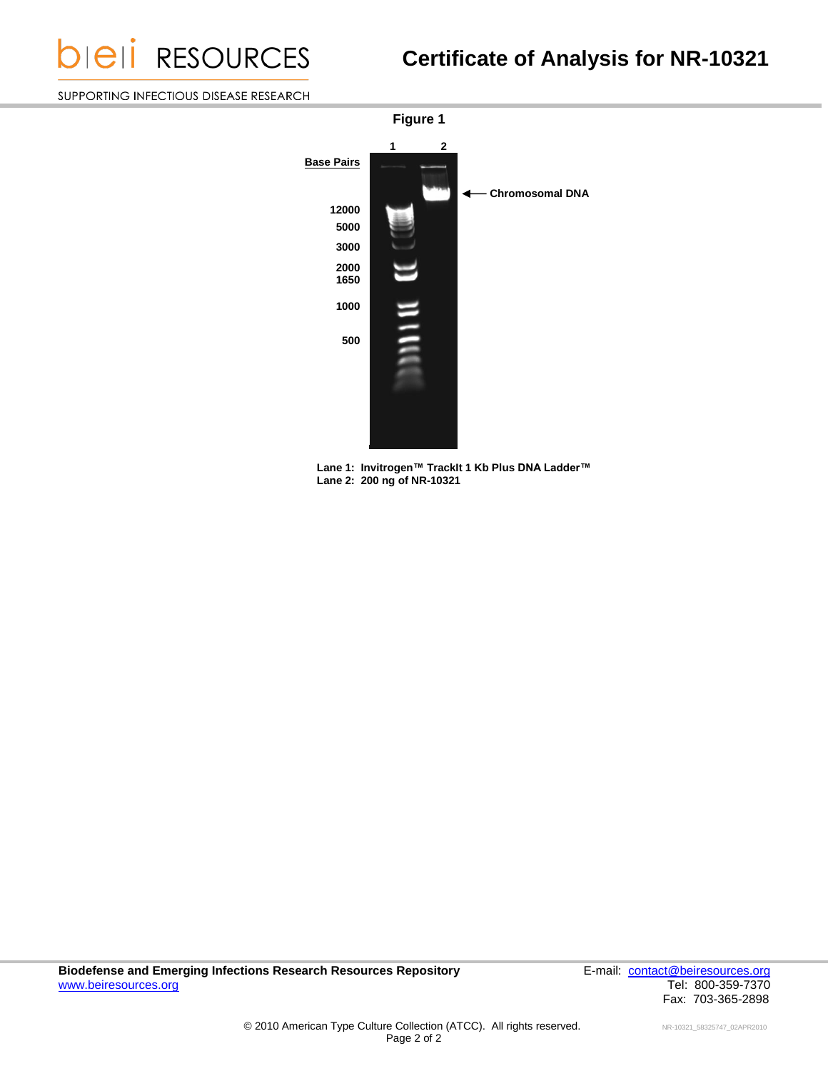## Certificate of Analysis for NR-10321

**Figure 1**

1 2

Base Pairs

12000
5000
3000
2000
1650
1000
500

Chromosomal DNA

**Lane 1: Invitrogen™ TrackIt 1 Kb Plus DNA Ladder™**
**Lane 2: 200 ng of NR-10321**

**Biodefense and Emerging Infections Research Resources Repository**
www.beiresources.org

E-mail: contact@beiresources.org
Tel: 800-359-7370
Fax: 703-365-2898

© 2010 American Type Culture Collection (ATCC). All rights reserved.

NR-10321_58325747_02APR2010